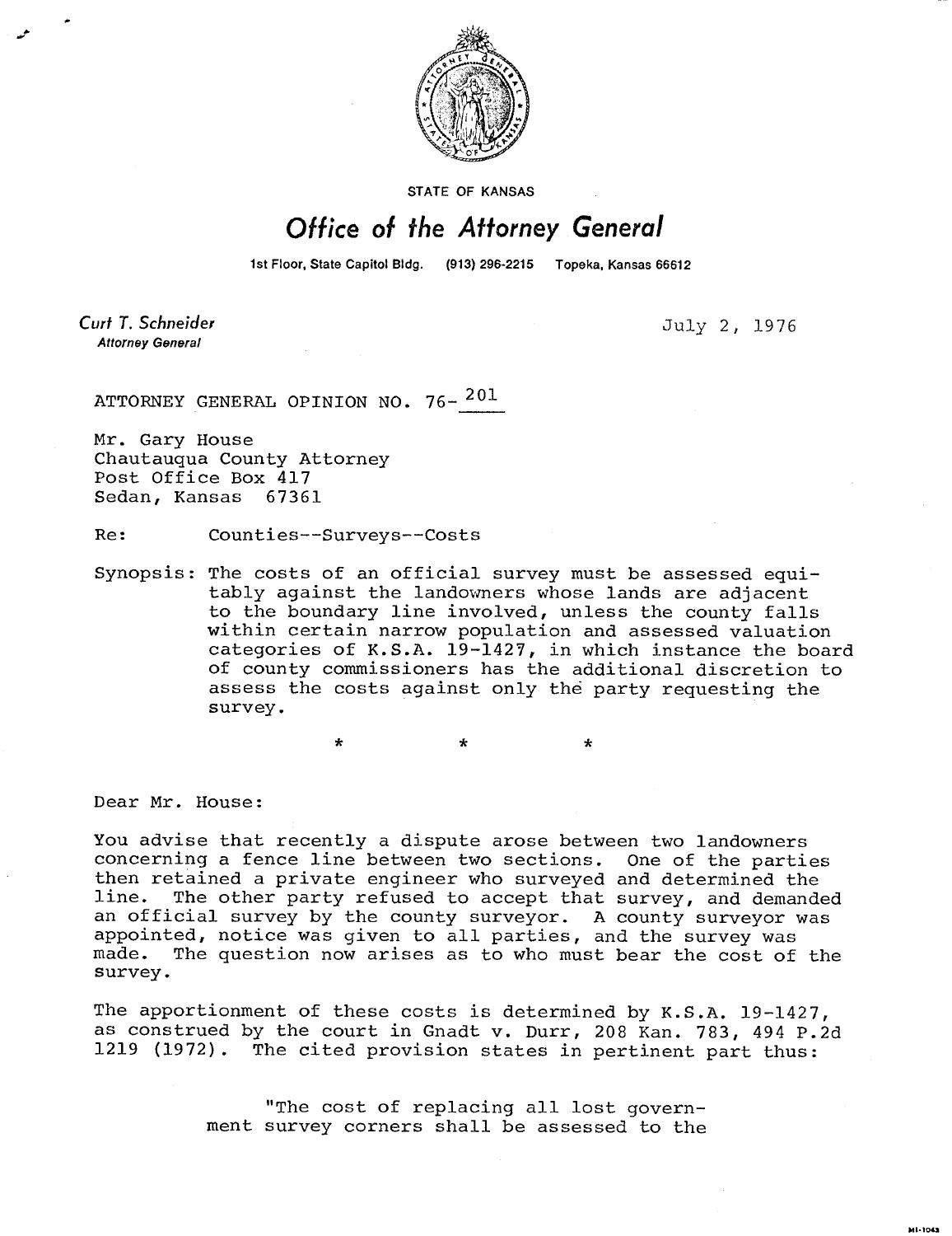STATE OF KANSAS

# *Office of the Attorney General*

1st Floor, State Capitol Bldg. (913) 296-2215 Topeka, Kansas 66612

*Curt T. Schneider*
*Attorney General*

July 2, 1976

ATTORNEY GENERAL OPINION NO. 76-201

Mr. Gary House
Chautauqua County Attorney
Post Office Box 417
Sedan, Kansas 67361

Re: Counties--Surveys--Costs

Synopsis: The costs of an official survey must be assessed equitably against the landowners whose lands are adjacent to the boundary line involved, unless the county falls within certain narrow population and assessed valuation categories of K.S.A. 19-1427, in which instance the board of county commissioners has the additional discretion to assess the costs against only the party requesting the survey.

\* \* \*

Dear Mr. House:

You advise that recently a dispute arose between two landowners concerning a fence line between two sections. One of the parties then retained a private engineer who surveyed and determined the line. The other party refused to accept that survey, and demanded an official survey by the county surveyor. A county surveyor was appointed, notice was given to all parties, and the survey was made. The question now arises as to who must bear the cost of the survey.

The apportionment of these costs is determined by K.S.A. 19-1427, as construed by the court in Gnadt v. Durr, 208 Kan. 783, 494 P.2d 1219 (1972). The cited provision states in pertinent part thus:

> "The cost of replacing all lost government survey corners shall be assessed to the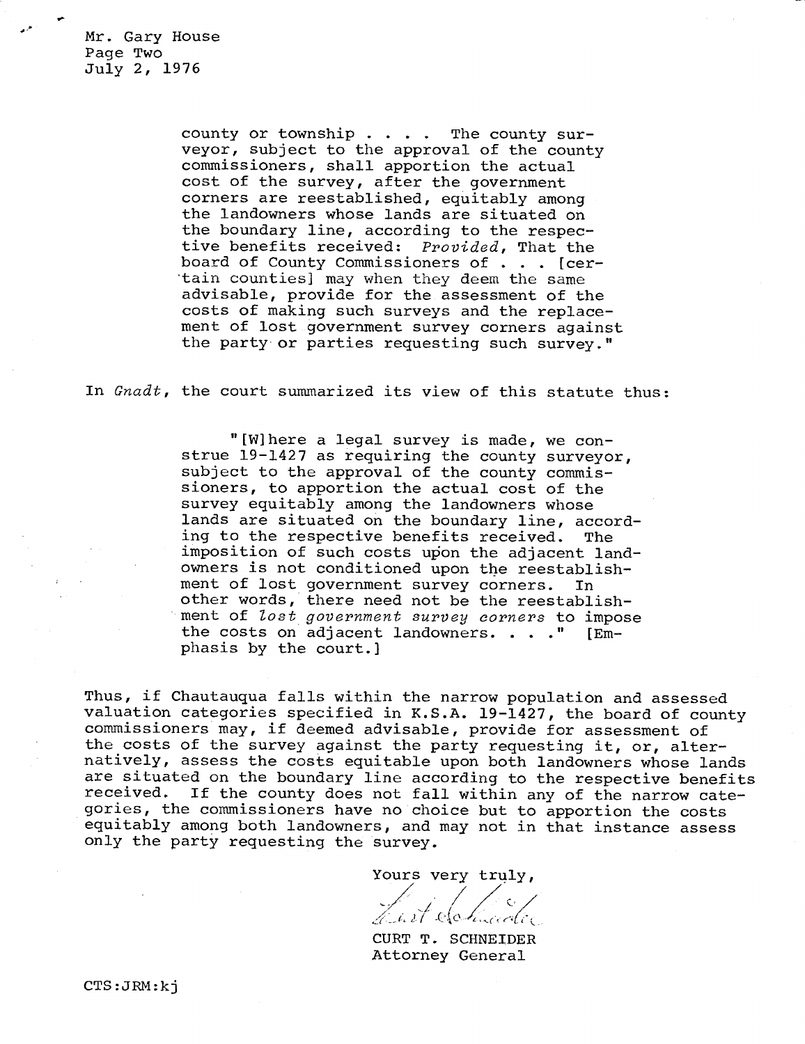Mr. Gary House
Page Two
July 2, 1976

> county or township . . . . The county surveyor, subject to the approval of the county commissioners, shall apportion the actual cost of the survey, after the government corners are reestablished, equitably among the landowners whose lands are situated on the boundary line, according to the respective benefits received: *Provided*, That the board of County Commissioners of . . . [certain counties] may when they deem the same advisable, provide for the assessment of the costs of making such surveys and the replacement of lost government survey corners against the party or parties requesting such survey."

In *Gnadt*, the court summarized its view of this statute thus:

> "[W]here a legal survey is made, we construe 19-1427 as requiring the county surveyor, subject to the approval of the county commissioners, to apportion the actual cost of the survey equitably among the landowners whose lands are situated on the boundary line, according to the respective benefits received. The imposition of such costs upon the adjacent landowners is not conditioned upon the reestablishment of lost government survey corners. In other words, there need not be the reestablishment of *lost government survey corners* to impose the costs on adjacent landowners. . . ." [Emphasis by the court.]

Thus, if Chautauqua falls within the narrow population and assessed valuation categories specified in K.S.A. 19-1427, the board of county commissioners may, if deemed advisable, provide for assessment of the costs of the survey against the party requesting it, or, alternatively, assess the costs equitable upon both landowners whose lands are situated on the boundary line according to the respective benefits received. If the county does not fall within any of the narrow categories, the commissioners have no choice but to apportion the costs equitably among both landowners, and may not in that instance assess only the party requesting the survey.

Yours very truly,

CURT T. SCHNEIDER
Attorney General

CTS:JRM:kj